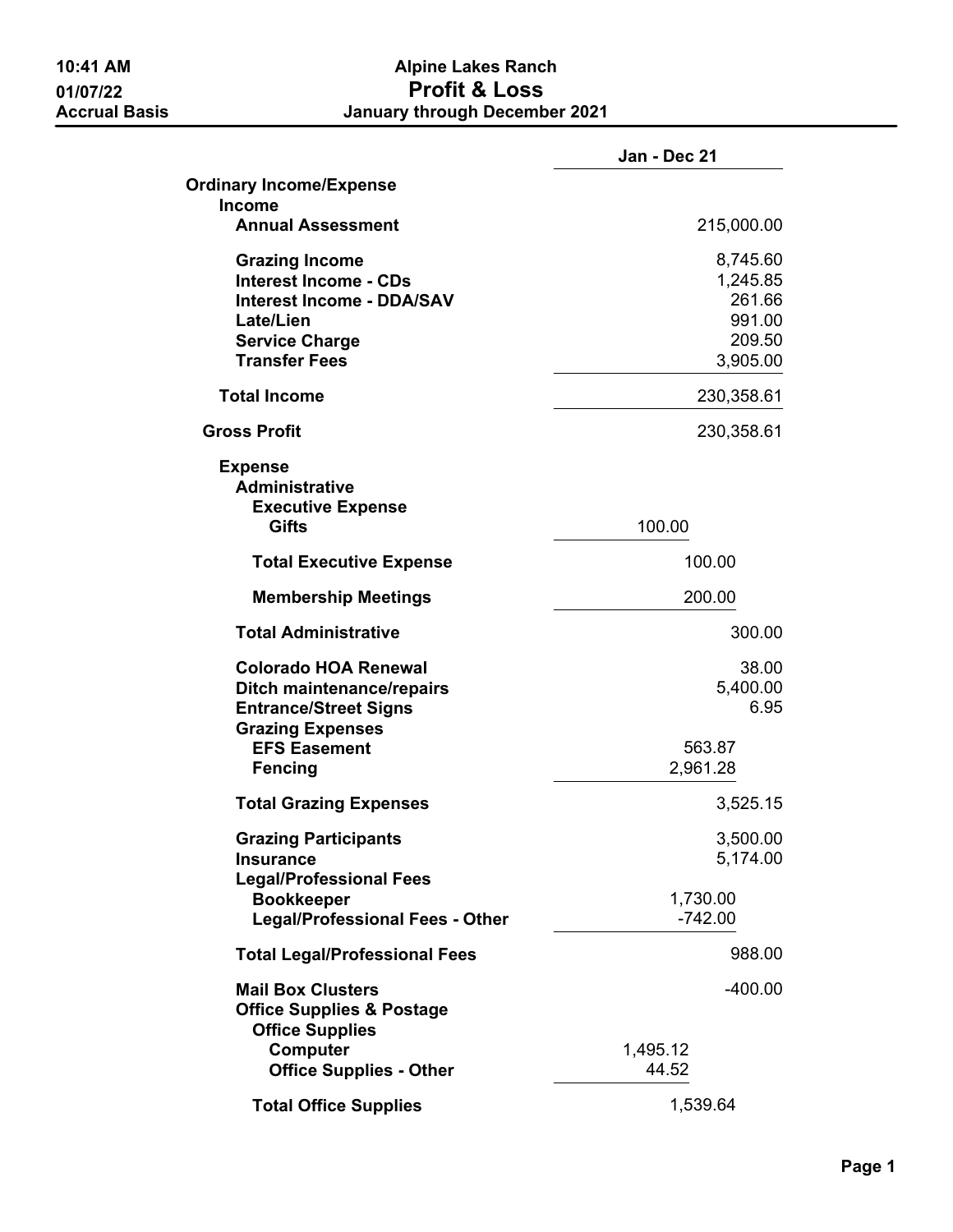**10:41 AM**
**01/07/22**
**Accrual Basis**

# Alpine Lakes Ranch
## Profit & Loss
### January through December 2021

| | | Jan - Dec 21 |
|---|---|---|
| **Ordinary Income/Expense** | | |
| **Income** | | |
| **Annual Assessment** | | 215,000.00 |
| **Grazing Income** | | 8,745.60 |
| **Interest Income - CDs** | | 1,245.85 |
| **Interest Income - DDA/SAV** | | 261.66 |
| **Late/Lien** | | 991.00 |
| **Service Charge** | | 209.50 |
| **Transfer Fees** | | 3,905.00 |
| **Total Income** | | 230,358.61 |
| **Gross Profit** | | 230,358.61 |
| **Expense** | | |
| **Administrative** | | |
| **Executive Expense** | | |
| **Gifts** | 100.00 | |
| **Total Executive Expense** | 100.00 | |
| **Membership Meetings** | 200.00 | |
| **Total Administrative** | | 300.00 |
| **Colorado HOA Renewal** | | 38.00 |
| **Ditch maintenance/repairs** | | 5,400.00 |
| **Entrance/Street Signs** | | 6.95 |
| **Grazing Expenses** | | |
| **EFS Easement** | 563.87 | |
| **Fencing** | 2,961.28 | |
| **Total Grazing Expenses** | | 3,525.15 |
| **Grazing Participants** | | 3,500.00 |
| **Insurance** | | 5,174.00 |
| **Legal/Professional Fees** | | |
| **Bookkeeper** | 1,730.00 | |
| **Legal/Professional Fees - Other** | -742.00 | |
| **Total Legal/Professional Fees** | | 988.00 |
| **Mail Box Clusters** | | -400.00 |
| **Office Supplies & Postage** | | |
| **Office Supplies** | | |
| **Computer** | 1,495.12 | |
| **Office Supplies - Other** | 44.52 | |
| **Total Office Supplies** | 1,539.64 | |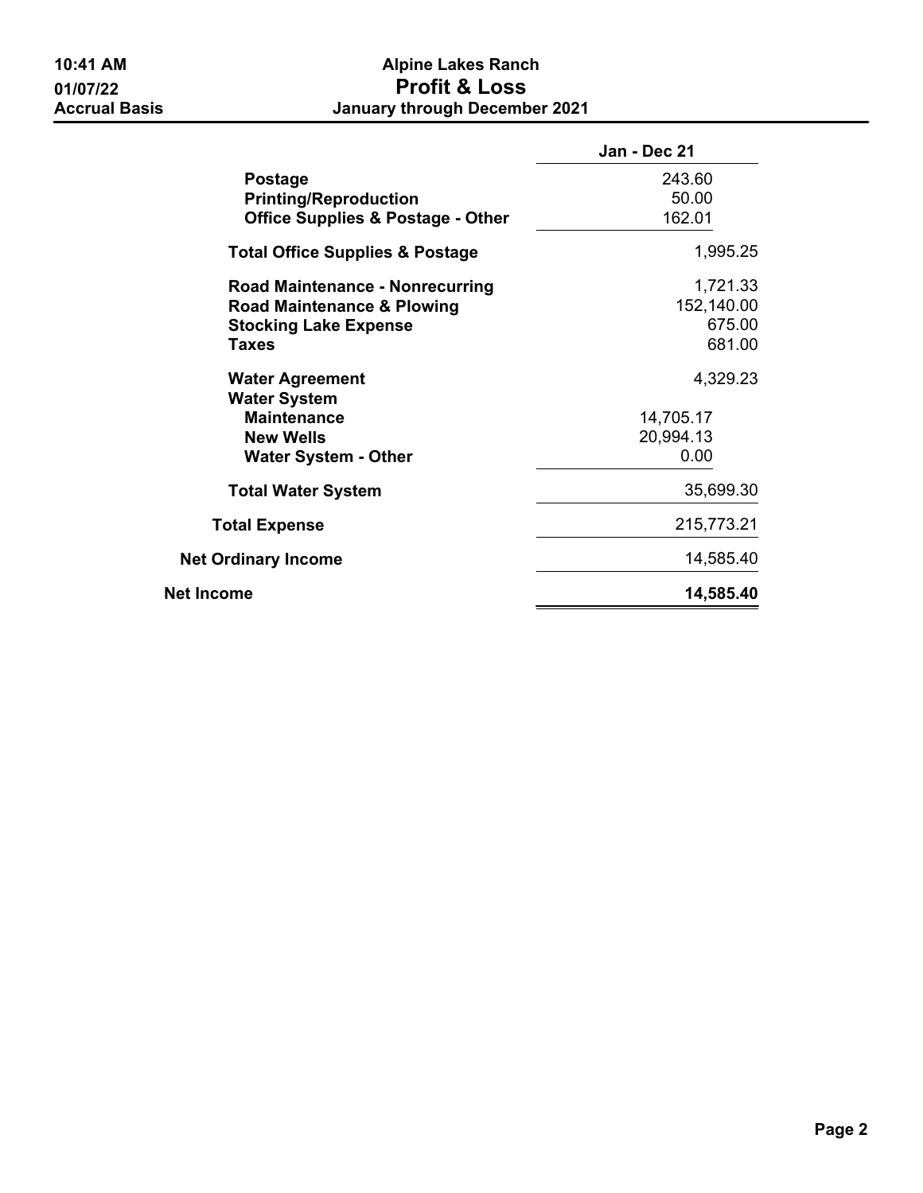**Alpine Lakes Ranch**

## Profit & Loss

**January through December 2021**

10:41 AM
01/07/22
Accrual Basis

| | | Jan - Dec 21 |
|---|---|---|
| Postage | 243.60 | |
| Printing/Reproduction | 50.00 | |
| Office Supplies & Postage - Other | 162.01 | |
| **Total Office Supplies & Postage** | | 1,995.25 |
| Road Maintenance - Nonrecurring | | 1,721.33 |
| Road Maintenance & Plowing | | 152,140.00 |
| Stocking Lake Expense | | 675.00 |
| Taxes | | 681.00 |
| Water Agreement | | 4,329.23 |
| Water System | | |
| Maintenance | 14,705.17 | |
| New Wells | 20,994.13 | |
| Water System - Other | 0.00 | |
| **Total Water System** | | 35,699.30 |
| **Total Expense** | | 215,773.21 |
| **Net Ordinary Income** | | 14,585.40 |
| **Net Income** | | **14,585.40** |